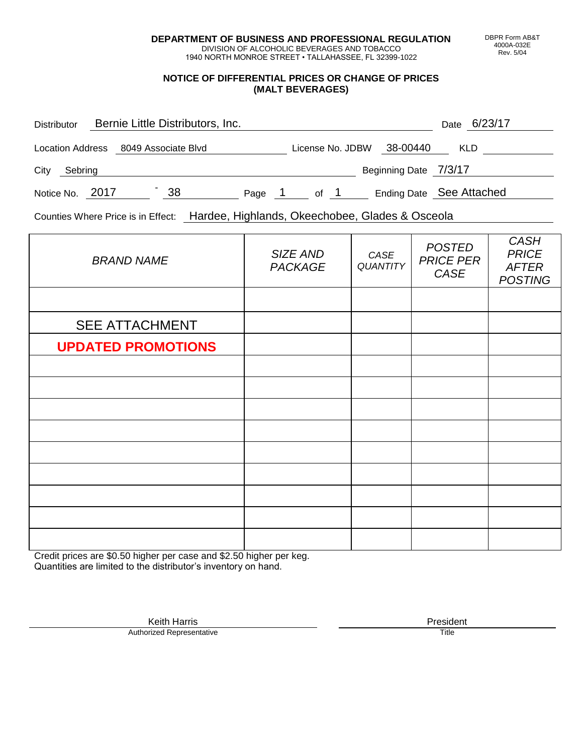**DEPARTMENT OF BUSINESS AND PROFESSIONAL REGULATION**
DIVISION OF ALCOHOLIC BEVERAGES AND TOBACCO
1940 NORTH MONROE STREET • TALLAHASSEE, FL 32399-1022

DBPR Form AB&T
4000A-032E
Rev. 5/04

## NOTICE OF DIFFERENTIAL PRICES OR CHANGE OF PRICES (MALT BEVERAGES)

Distributor: Bernie Little Distributors, Inc. Date: 6/23/17

Location Address: 8049 Associate Blvd License No. JDBW 38-00440 KLD

City: Sebring Beginning Date: 7/3/17

Notice No. 2017 - 38 Page 1 of 1 Ending Date: See Attached

Counties Where Price is in Effect: Hardee, Highlands, Okeechobee, Glades & Osceola

| *BRAND NAME* | *SIZE AND PACKAGE* | *CASE QUANTITY* | *POSTED PRICE PER CASE* | *CASH PRICE AFTER POSTING* |
|---|---|---|---|---|
| | | | | |
| SEE ATTACHMENT | | | | |
| **UPDATED PROMOTIONS** | | | | |
| | | | | |
| | | | | |
| | | | | |
| | | | | |
| | | | | |
| | | | | |
| | | | | |
| | | | | |
| | | | | |

Credit prices are $0.50 higher per case and $2.50 higher per keg.
Quantities are limited to the distributor's inventory on hand.

Keith Harris
Authorized Representative

President
Title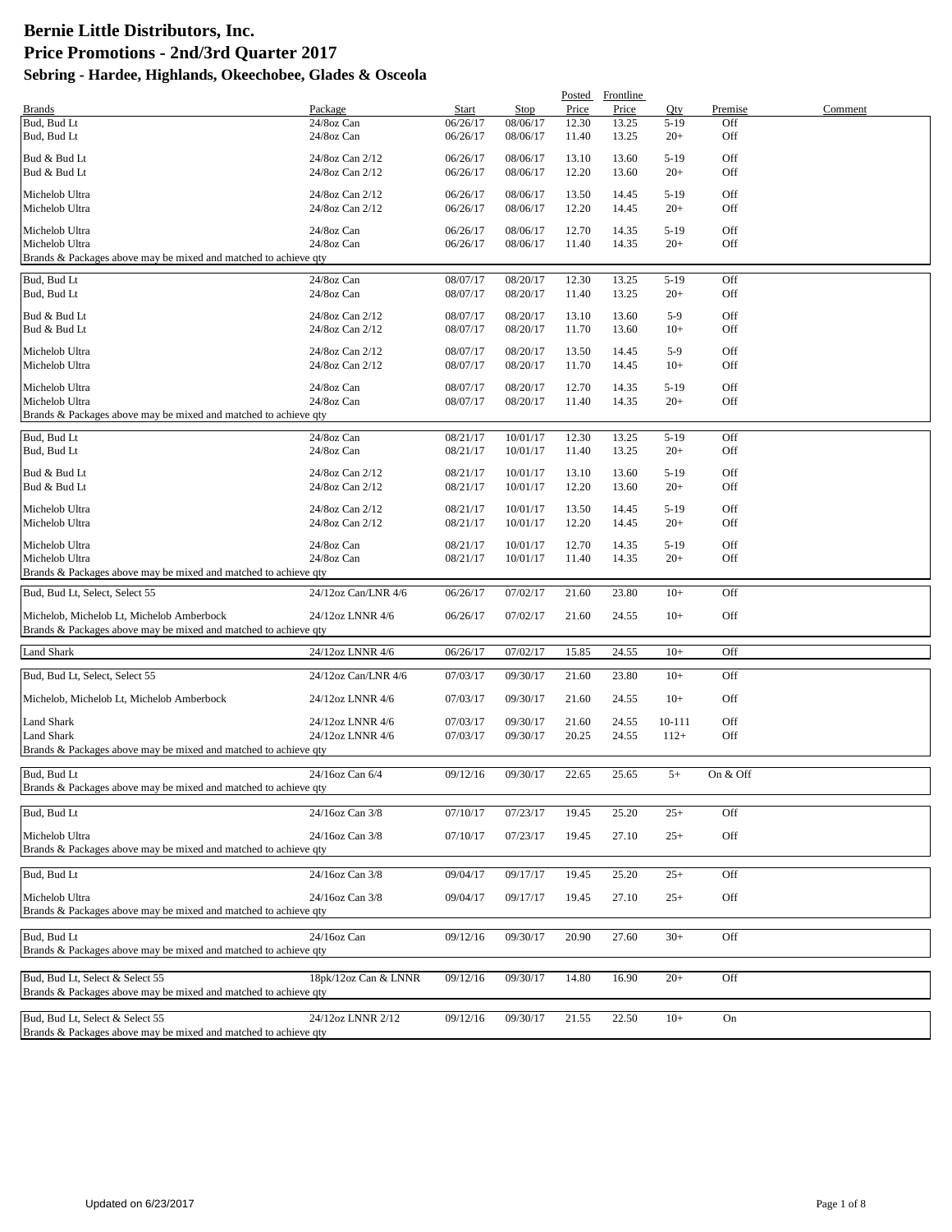# Bernie Little Distributors, Inc.
# Price Promotions - 2nd/3rd Quarter 2017
### Sebring - Hardee, Highlands, Okeechobee, Glades & Osceola

| Brands | Package | Start | Stop | Posted Price | Frontline Price | Qty | Premise | Comment |
|---|---|---|---|---|---|---|---|---|
| Bud, Bud Lt | 24/8oz Can | 06/26/17 | 08/06/17 | 12.30 | 13.25 | 5-19 | Off | |
| Bud, Bud Lt | 24/8oz Can | 06/26/17 | 08/06/17 | 11.40 | 13.25 | 20+ | Off | |
| Bud & Bud Lt | 24/8oz Can 2/12 | 06/26/17 | 08/06/17 | 13.10 | 13.60 | 5-19 | Off | |
| Bud & Bud Lt | 24/8oz Can 2/12 | 06/26/17 | 08/06/17 | 12.20 | 13.60 | 20+ | Off | |
| Michelob Ultra | 24/8oz Can 2/12 | 06/26/17 | 08/06/17 | 13.50 | 14.45 | 5-19 | Off | |
| Michelob Ultra | 24/8oz Can 2/12 | 06/26/17 | 08/06/17 | 12.20 | 14.45 | 20+ | Off | |
| Michelob Ultra | 24/8oz Can | 06/26/17 | 08/06/17 | 12.70 | 14.35 | 5-19 | Off | |
| Michelob Ultra | 24/8oz Can | 06/26/17 | 08/06/17 | 11.40 | 14.35 | 20+ | Off | |
| Brands & Packages above may be mixed and matched to achieve qty | | | | | | | | |
| Bud, Bud Lt | 24/8oz Can | 08/07/17 | 08/20/17 | 12.30 | 13.25 | 5-19 | Off | |
| Bud, Bud Lt | 24/8oz Can | 08/07/17 | 08/20/17 | 11.40 | 13.25 | 20+ | Off | |
| Bud & Bud Lt | 24/8oz Can 2/12 | 08/07/17 | 08/20/17 | 13.10 | 13.60 | 5-9 | Off | |
| Bud & Bud Lt | 24/8oz Can 2/12 | 08/07/17 | 08/20/17 | 11.70 | 13.60 | 10+ | Off | |
| Michelob Ultra | 24/8oz Can 2/12 | 08/07/17 | 08/20/17 | 13.50 | 14.45 | 5-9 | Off | |
| Michelob Ultra | 24/8oz Can 2/12 | 08/07/17 | 08/20/17 | 11.70 | 14.45 | 10+ | Off | |
| Michelob Ultra | 24/8oz Can | 08/07/17 | 08/20/17 | 12.70 | 14.35 | 5-19 | Off | |
| Michelob Ultra | 24/8oz Can | 08/07/17 | 08/20/17 | 11.40 | 14.35 | 20+ | Off | |
| Brands & Packages above may be mixed and matched to achieve qty | | | | | | | | |
| Bud, Bud Lt | 24/8oz Can | 08/21/17 | 10/01/17 | 12.30 | 13.25 | 5-19 | Off | |
| Bud, Bud Lt | 24/8oz Can | 08/21/17 | 10/01/17 | 11.40 | 13.25 | 20+ | Off | |
| Bud & Bud Lt | 24/8oz Can 2/12 | 08/21/17 | 10/01/17 | 13.10 | 13.60 | 5-19 | Off | |
| Bud & Bud Lt | 24/8oz Can 2/12 | 08/21/17 | 10/01/17 | 12.20 | 13.60 | 20+ | Off | |
| Michelob Ultra | 24/8oz Can 2/12 | 08/21/17 | 10/01/17 | 13.50 | 14.45 | 5-19 | Off | |
| Michelob Ultra | 24/8oz Can 2/12 | 08/21/17 | 10/01/17 | 12.20 | 14.45 | 20+ | Off | |
| Michelob Ultra | 24/8oz Can | 08/21/17 | 10/01/17 | 12.70 | 14.35 | 5-19 | Off | |
| Michelob Ultra | 24/8oz Can | 08/21/17 | 10/01/17 | 11.40 | 14.35 | 20+ | Off | |
| Brands & Packages above may be mixed and matched to achieve qty | | | | | | | | |
| Bud, Bud Lt, Select, Select 55 | 24/12oz Can/LNR 4/6 | 06/26/17 | 07/02/17 | 21.60 | 23.80 | 10+ | Off | |
| Michelob, Michelob Lt, Michelob Amberbock | 24/12oz LNNR 4/6 | 06/26/17 | 07/02/17 | 21.60 | 24.55 | 10+ | Off | |
| Brands & Packages above may be mixed and matched to achieve qty | | | | | | | | |
| Land Shark | 24/12oz LNNR 4/6 | 06/26/17 | 07/02/17 | 15.85 | 24.55 | 10+ | Off | |
| Bud, Bud Lt, Select, Select 55 | 24/12oz Can/LNR 4/6 | 07/03/17 | 09/30/17 | 21.60 | 23.80 | 10+ | Off | |
| Michelob, Michelob Lt, Michelob Amberbock | 24/12oz LNNR 4/6 | 07/03/17 | 09/30/17 | 21.60 | 24.55 | 10+ | Off | |
| Land Shark | 24/12oz LNNR 4/6 | 07/03/17 | 09/30/17 | 21.60 | 24.55 | 10-111 | Off | |
| Land Shark | 24/12oz LNNR 4/6 | 07/03/17 | 09/30/17 | 20.25 | 24.55 | 112+ | Off | |
| Brands & Packages above may be mixed and matched to achieve qty | | | | | | | | |
| Bud, Bud Lt | 24/16oz Can 6/4 | 09/12/16 | 09/30/17 | 22.65 | 25.65 | 5+ | On & Off | |
| Brands & Packages above may be mixed and matched to achieve qty | | | | | | | | |
| Bud, Bud Lt | 24/16oz Can 3/8 | 07/10/17 | 07/23/17 | 19.45 | 25.20 | 25+ | Off | |
| Michelob Ultra | 24/16oz Can 3/8 | 07/10/17 | 07/23/17 | 19.45 | 27.10 | 25+ | Off | |
| Brands & Packages above may be mixed and matched to achieve qty | | | | | | | | |
| Bud, Bud Lt | 24/16oz Can 3/8 | 09/04/17 | 09/17/17 | 19.45 | 25.20 | 25+ | Off | |
| Michelob Ultra | 24/16oz Can 3/8 | 09/04/17 | 09/17/17 | 19.45 | 27.10 | 25+ | Off | |
| Brands & Packages above may be mixed and matched to achieve qty | | | | | | | | |
| Bud, Bud Lt | 24/16oz Can | 09/12/16 | 09/30/17 | 20.90 | 27.60 | 30+ | Off | |
| Brands & Packages above may be mixed and matched to achieve qty | | | | | | | | |
| Bud, Bud Lt, Select & Select 55 | 18pk/12oz Can & LNNR | 09/12/16 | 09/30/17 | 14.80 | 16.90 | 20+ | Off | |
| Brands & Packages above may be mixed and matched to achieve qty | | | | | | | | |
| Bud, Bud Lt, Select & Select 55 | 24/12oz LNNR 2/12 | 09/12/16 | 09/30/17 | 21.55 | 22.50 | 10+ | On | |
| Brands & Packages above may be mixed and matched to achieve qty | | | | | | | | |

Updated on 6/23/2017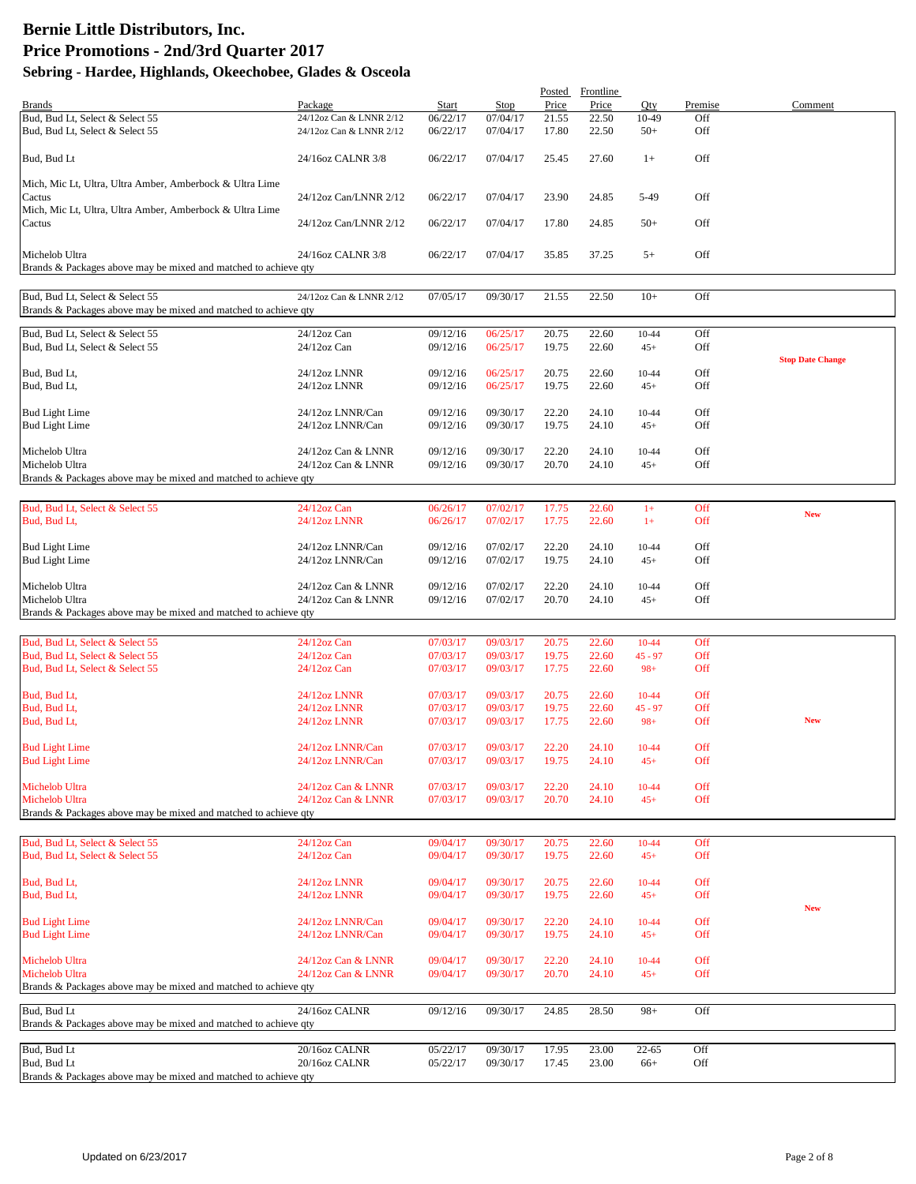# Bernie Little Distributors, Inc.
# Price Promotions - 2nd/3rd Quarter 2017
### Sebring - Hardee, Highlands, Okeechobee, Glades & Osceola

| Brands | Package | Start | Stop | Posted Price | Frontline Price | Qty | Premise | Comment |
|---|---|---|---|---|---|---|---|---|
| Bud, Bud Lt, Select & Select 55 | 24/12oz Can & LNNR 2/12 | 06/22/17 | 07/04/17 | 21.55 | 22.50 | 10-49 | Off | |
| Bud, Bud Lt, Select & Select 55 | 24/12oz Can & LNNR 2/12 | 06/22/17 | 07/04/17 | 17.80 | 22.50 | 50+ | Off | |
| Bud, Bud Lt | 24/16oz CALNR 3/8 | 06/22/17 | 07/04/17 | 25.45 | 27.60 | 1+ | Off | |
| Mich, Mic Lt, Ultra, Ultra Amber, Amberbock & Ultra Lime Cactus | 24/12oz Can/LNNR 2/12 | 06/22/17 | 07/04/17 | 23.90 | 24.85 | 5-49 | Off | |
| Mich, Mic Lt, Ultra, Ultra Amber, Amberbock & Ultra Lime Cactus | 24/12oz Can/LNNR 2/12 | 06/22/17 | 07/04/17 | 17.80 | 24.85 | 50+ | Off | |
| Michelob Ultra | 24/16oz CALNR 3/8 | 06/22/17 | 07/04/17 | 35.85 | 37.25 | 5+ | Off | |
| Brands & Packages above may be mixed and matched to achieve qty | | | | | | | | |
| | | | | | | | | |
| Bud, Bud Lt, Select & Select 55 | 24/12oz Can & LNNR 2/12 | 07/05/17 | 09/30/17 | 21.55 | 22.50 | 10+ | Off | |
| Brands & Packages above may be mixed and matched to achieve qty | | | | | | | | |
| | | | | | | | | |
| Bud, Bud Lt, Select & Select 55 | 24/12oz Can | 09/12/16 | 06/25/17 | 20.75 | 22.60 | 10-44 | Off | |
| Bud, Bud Lt, Select & Select 55 | 24/12oz Can | 09/12/16 | 06/25/17 | 19.75 | 22.60 | 45+ | Off | Stop Date Change |
| Bud, Bud Lt, | 24/12oz LNNR | 09/12/16 | 06/25/17 | 20.75 | 22.60 | 10-44 | Off | |
| Bud, Bud Lt, | 24/12oz LNNR | 09/12/16 | 06/25/17 | 19.75 | 22.60 | 45+ | Off | |
| Bud Light Lime | 24/12oz LNNR/Can | 09/12/16 | 09/30/17 | 22.20 | 24.10 | 10-44 | Off | |
| Bud Light Lime | 24/12oz LNNR/Can | 09/12/16 | 09/30/17 | 19.75 | 24.10 | 45+ | Off | |
| Michelob Ultra | 24/12oz Can & LNNR | 09/12/16 | 09/30/17 | 22.20 | 24.10 | 10-44 | Off | |
| Michelob Ultra | 24/12oz Can & LNNR | 09/12/16 | 09/30/17 | 20.70 | 24.10 | 45+ | Off | |
| Brands & Packages above may be mixed and matched to achieve qty | | | | | | | | |
| | | | | | | | | |
| Bud, Bud Lt, Select & Select 55 | 24/12oz Can | 06/26/17 | 07/02/17 | 17.75 | 22.60 | 1+ | Off | New |
| Bud, Bud Lt, | 24/12oz LNNR | 06/26/17 | 07/02/17 | 17.75 | 22.60 | 1+ | Off | |
| Bud Light Lime | 24/12oz LNNR/Can | 09/12/16 | 07/02/17 | 22.20 | 24.10 | 10-44 | Off | |
| Bud Light Lime | 24/12oz LNNR/Can | 09/12/16 | 07/02/17 | 19.75 | 24.10 | 45+ | Off | |
| Michelob Ultra | 24/12oz Can & LNNR | 09/12/16 | 07/02/17 | 22.20 | 24.10 | 10-44 | Off | |
| Michelob Ultra | 24/12oz Can & LNNR | 09/12/16 | 07/02/17 | 20.70 | 24.10 | 45+ | Off | |
| Brands & Packages above may be mixed and matched to achieve qty | | | | | | | | |
| | | | | | | | | |
| Bud, Bud Lt, Select & Select 55 | 24/12oz Can | 07/03/17 | 09/03/17 | 20.75 | 22.60 | 10-44 | Off | |
| Bud, Bud Lt, Select & Select 55 | 24/12oz Can | 07/03/17 | 09/03/17 | 19.75 | 22.60 | 45 - 97 | Off | |
| Bud, Bud Lt, Select & Select 55 | 24/12oz Can | 07/03/17 | 09/03/17 | 17.75 | 22.60 | 98+ | Off | |
| Bud, Bud Lt, | 24/12oz LNNR | 07/03/17 | 09/03/17 | 20.75 | 22.60 | 10-44 | Off | |
| Bud, Bud Lt, | 24/12oz LNNR | 07/03/17 | 09/03/17 | 19.75 | 22.60 | 45 - 97 | Off | |
| Bud, Bud Lt, | 24/12oz LNNR | 07/03/17 | 09/03/17 | 17.75 | 22.60 | 98+ | Off | New |
| Bud Light Lime | 24/12oz LNNR/Can | 07/03/17 | 09/03/17 | 22.20 | 24.10 | 10-44 | Off | |
| Bud Light Lime | 24/12oz LNNR/Can | 07/03/17 | 09/03/17 | 19.75 | 24.10 | 45+ | Off | |
| Michelob Ultra | 24/12oz Can & LNNR | 07/03/17 | 09/03/17 | 22.20 | 24.10 | 10-44 | Off | |
| Michelob Ultra | 24/12oz Can & LNNR | 07/03/17 | 09/03/17 | 20.70 | 24.10 | 45+ | Off | |
| Brands & Packages above may be mixed and matched to achieve qty | | | | | | | | |
| | | | | | | | | |
| Bud, Bud Lt, Select & Select 55 | 24/12oz Can | 09/04/17 | 09/30/17 | 20.75 | 22.60 | 10-44 | Off | |
| Bud, Bud Lt, Select & Select 55 | 24/12oz Can | 09/04/17 | 09/30/17 | 19.75 | 22.60 | 45+ | Off | |
| Bud, Bud Lt, | 24/12oz LNNR | 09/04/17 | 09/30/17 | 20.75 | 22.60 | 10-44 | Off | |
| Bud, Bud Lt, | 24/12oz LNNR | 09/04/17 | 09/30/17 | 19.75 | 22.60 | 45+ | Off | New |
| Bud Light Lime | 24/12oz LNNR/Can | 09/04/17 | 09/30/17 | 22.20 | 24.10 | 10-44 | Off | |
| Bud Light Lime | 24/12oz LNNR/Can | 09/04/17 | 09/30/17 | 19.75 | 24.10 | 45+ | Off | |
| Michelob Ultra | 24/12oz Can & LNNR | 09/04/17 | 09/30/17 | 22.20 | 24.10 | 10-44 | Off | |
| Michelob Ultra | 24/12oz Can & LNNR | 09/04/17 | 09/30/17 | 20.70 | 24.10 | 45+ | Off | |
| Brands & Packages above may be mixed and matched to achieve qty | | | | | | | | |
| | | | | | | | | |
| Bud, Bud Lt | 24/16oz CALNR | 09/12/16 | 09/30/17 | 24.85 | 28.50 | 98+ | Off | |
| Brands & Packages above may be mixed and matched to achieve qty | | | | | | | | |
| | | | | | | | | |
| Bud, Bud Lt | 20/16oz CALNR | 05/22/17 | 09/30/17 | 17.95 | 23.00 | 22-65 | Off | |
| Bud, Bud Lt | 20/16oz CALNR | 05/22/17 | 09/30/17 | 17.45 | 23.00 | 66+ | Off | |
| Brands & Packages above may be mixed and matched to achieve qty | | | | | | | | |

Updated on 6/23/2017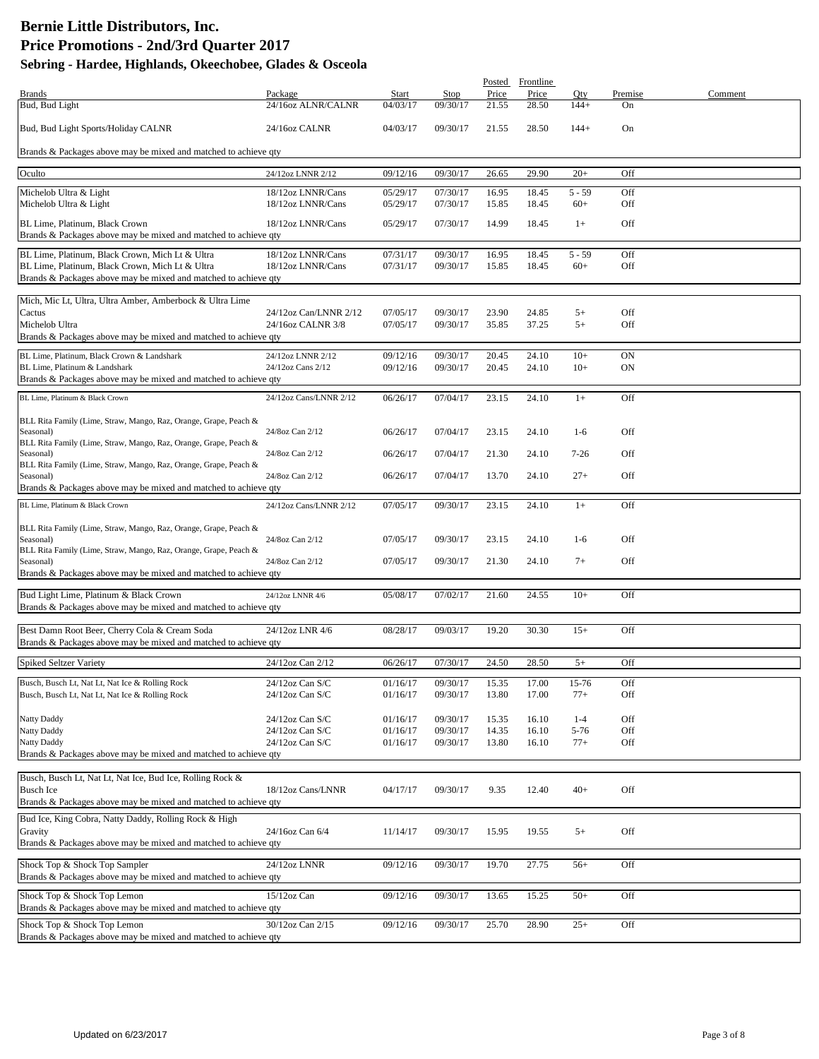# Bernie Little Distributors, Inc.
# Price Promotions - 2nd/3rd Quarter 2017
## Sebring - Hardee, Highlands, Okeechobee, Glades & Osceola

| Brands | Package | Start | Stop | Posted Price | Frontline Price | Qty | Premise | Comment |
|---|---|---|---|---|---|---|---|---|
| Bud, Bud Light | 24/16oz ALNR/CALNR | 04/03/17 | 09/30/17 | 21.55 | 28.50 | 144+ | On | |
| Bud, Bud Light Sports/Holiday CALNR | 24/16oz CALNR | 04/03/17 | 09/30/17 | 21.55 | 28.50 | 144+ | On | |
| Brands & Packages above may be mixed and matched to achieve qty | | | | | | | | |
| Oculto | 24/12oz LNNR 2/12 | 09/12/16 | 09/30/17 | 26.65 | 29.90 | 20+ | Off | |
| Michelob Ultra & Light | 18/12oz LNNR/Cans | 05/29/17 | 07/30/17 | 16.95 | 18.45 | 5 - 59 | Off | |
| Michelob Ultra & Light | 18/12oz LNNR/Cans | 05/29/17 | 07/30/17 | 15.85 | 18.45 | 60+ | Off | |
| BL Lime, Platinum, Black Crown | 18/12oz LNNR/Cans | 05/29/17 | 07/30/17 | 14.99 | 18.45 | 1+ | Off | |
| Brands & Packages above may be mixed and matched to achieve qty | | | | | | | | |
| BL Lime, Platinum, Black Crown, Mich Lt & Ultra | 18/12oz LNNR/Cans | 07/31/17 | 09/30/17 | 16.95 | 18.45 | 5 - 59 | Off | |
| BL Lime, Platinum, Black Crown, Mich Lt & Ultra | 18/12oz LNNR/Cans | 07/31/17 | 09/30/17 | 15.85 | 18.45 | 60+ | Off | |
| Brands & Packages above may be mixed and matched to achieve qty | | | | | | | | |
| Mich, Mic Lt, Ultra, Ultra Amber, Amberbock & Ultra Lime Cactus | 24/12oz Can/LNNR 2/12 | 07/05/17 | 09/30/17 | 23.90 | 24.85 | 5+ | Off | |
| Michelob Ultra | 24/16oz CALNR 3/8 | 07/05/17 | 09/30/17 | 35.85 | 37.25 | 5+ | Off | |
| Brands & Packages above may be mixed and matched to achieve qty | | | | | | | | |
| BL Lime, Platinum, Black Crown & Landshark | 24/12oz LNNR 2/12 | 09/12/16 | 09/30/17 | 20.45 | 24.10 | 10+ | ON | |
| BL Lime, Platinum & Landshark | 24/12oz Cans 2/12 | 09/12/16 | 09/30/17 | 20.45 | 24.10 | 10+ | ON | |
| Brands & Packages above may be mixed and matched to achieve qty | | | | | | | | |
| BL Lime, Platinum & Black Crown | 24/12oz Cans/LNNR 2/12 | 06/26/17 | 07/04/17 | 23.15 | 24.10 | 1+ | Off | |
| BLL Rita Family (Lime, Straw, Mango, Raz, Orange, Grape, Peach & Seasonal) | 24/8oz Can 2/12 | 06/26/17 | 07/04/17 | 23.15 | 24.10 | 1-6 | Off | |
| BLL Rita Family (Lime, Straw, Mango, Raz, Orange, Grape, Peach & Seasonal) | 24/8oz Can 2/12 | 06/26/17 | 07/04/17 | 21.30 | 24.10 | 7-26 | Off | |
| BLL Rita Family (Lime, Straw, Mango, Raz, Orange, Grape, Peach & Seasonal) | 24/8oz Can 2/12 | 06/26/17 | 07/04/17 | 13.70 | 24.10 | 27+ | Off | |
| Brands & Packages above may be mixed and matched to achieve qty | | | | | | | | |
| BL Lime, Platinum & Black Crown | 24/12oz Cans/LNNR 2/12 | 07/05/17 | 09/30/17 | 23.15 | 24.10 | 1+ | Off | |
| BLL Rita Family (Lime, Straw, Mango, Raz, Orange, Grape, Peach & Seasonal) | 24/8oz Can 2/12 | 07/05/17 | 09/30/17 | 23.15 | 24.10 | 1-6 | Off | |
| BLL Rita Family (Lime, Straw, Mango, Raz, Orange, Grape, Peach & Seasonal) | 24/8oz Can 2/12 | 07/05/17 | 09/30/17 | 21.30 | 24.10 | 7+ | Off | |
| Brands & Packages above may be mixed and matched to achieve qty | | | | | | | | |
| Bud Light Lime, Platinum & Black Crown | 24/12oz LNNR 4/6 | 05/08/17 | 07/02/17 | 21.60 | 24.55 | 10+ | Off | |
| Brands & Packages above may be mixed and matched to achieve qty | | | | | | | | |
| Best Damn Root Beer, Cherry Cola & Cream Soda | 24/12oz LNR 4/6 | 08/28/17 | 09/03/17 | 19.20 | 30.30 | 15+ | Off | |
| Brands & Packages above may be mixed and matched to achieve qty | | | | | | | | |
| Spiked Seltzer Variety | 24/12oz Can 2/12 | 06/26/17 | 07/30/17 | 24.50 | 28.50 | 5+ | Off | |
| Busch, Busch Lt, Nat Lt, Nat Ice & Rolling Rock | 24/12oz Can S/C | 01/16/17 | 09/30/17 | 15.35 | 17.00 | 15-76 | Off | |
| Busch, Busch Lt, Nat Lt, Nat Ice & Rolling Rock | 24/12oz Can S/C | 01/16/17 | 09/30/17 | 13.80 | 17.00 | 77+ | Off | |
| Natty Daddy | 24/12oz Can S/C | 01/16/17 | 09/30/17 | 15.35 | 16.10 | 1-4 | Off | |
| Natty Daddy | 24/12oz Can S/C | 01/16/17 | 09/30/17 | 14.35 | 16.10 | 5-76 | Off | |
| Natty Daddy | 24/12oz Can S/C | 01/16/17 | 09/30/17 | 13.80 | 16.10 | 77+ | Off | |
| Brands & Packages above may be mixed and matched to achieve qty | | | | | | | | |
| Busch, Busch Lt, Nat Lt, Nat Ice, Bud Ice, Rolling Rock & Busch Ice | 18/12oz Cans/LNNR | 04/17/17 | 09/30/17 | 9.35 | 12.40 | 40+ | Off | |
| Brands & Packages above may be mixed and matched to achieve qty | | | | | | | | |
| Bud Ice, King Cobra, Natty Daddy, Rolling Rock & High Gravity | 24/16oz Can 6/4 | 11/14/17 | 09/30/17 | 15.95 | 19.55 | 5+ | Off | |
| Brands & Packages above may be mixed and matched to achieve qty | | | | | | | | |
| Shock Top & Shock Top Sampler | 24/12oz LNNR | 09/12/16 | 09/30/17 | 19.70 | 27.75 | 56+ | Off | |
| Brands & Packages above may be mixed and matched to achieve qty | | | | | | | | |
| Shock Top & Shock Top Lemon | 15/12oz Can | 09/12/16 | 09/30/17 | 13.65 | 15.25 | 50+ | Off | |
| Brands & Packages above may be mixed and matched to achieve qty | | | | | | | | |
| Shock Top & Shock Top Lemon | 30/12oz Can 2/15 | 09/12/16 | 09/30/17 | 25.70 | 28.90 | 25+ | Off | |
| Brands & Packages above may be mixed and matched to achieve qty | | | | | | | | |

Updated on 6/23/2017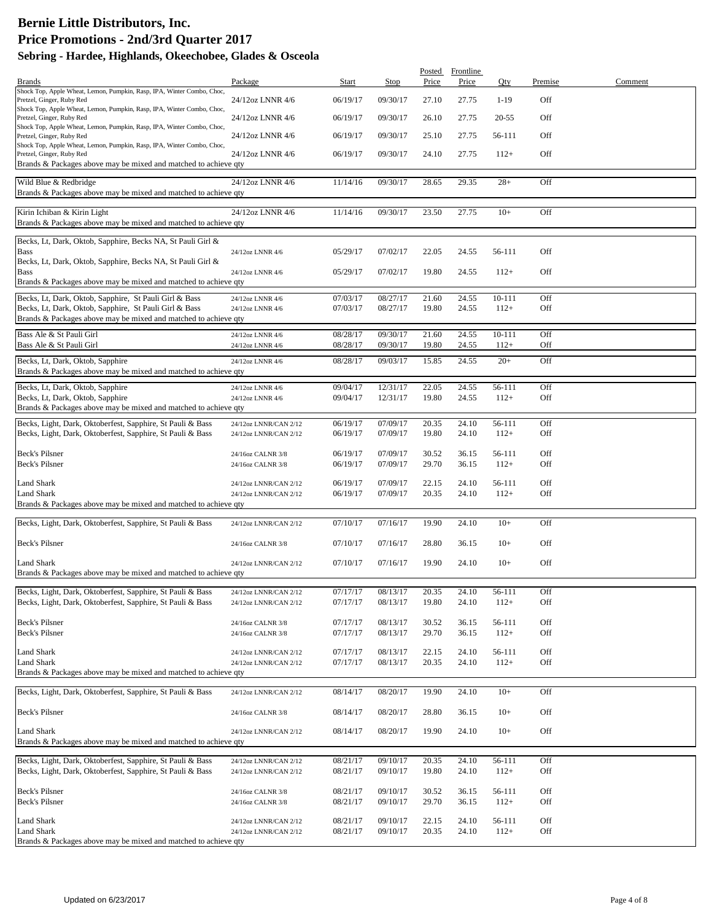# Bernie Little Distributors, Inc.
# Price Promotions - 2nd/3rd Quarter 2017
### Sebring - Hardee, Highlands, Okeechobee, Glades & Osceola

| Brands | Package | Start | Stop | Posted Price | Frontline Price | Qty | Premise | Comment |
|---|---|---|---|---|---|---|---|---|
| Shock Top, Apple Wheat, Lemon, Pumpkin, Rasp, IPA, Winter Combo, Choc, Pretzel, Ginger, Ruby Red | 24/12oz LNNR 4/6 | 06/19/17 | 09/30/17 | 27.10 | 27.75 | 1-19 | Off | |
| Shock Top, Apple Wheat, Lemon, Pumpkin, Rasp, IPA, Winter Combo, Choc, Pretzel, Ginger, Ruby Red | 24/12oz LNNR 4/6 | 06/19/17 | 09/30/17 | 26.10 | 27.75 | 20-55 | Off | |
| Shock Top, Apple Wheat, Lemon, Pumpkin, Rasp, IPA, Winter Combo, Choc, Pretzel, Ginger, Ruby Red | 24/12oz LNNR 4/6 | 06/19/17 | 09/30/17 | 25.10 | 27.75 | 56-111 | Off | |
| Shock Top, Apple Wheat, Lemon, Pumpkin, Rasp, IPA, Winter Combo, Choc, Pretzel, Ginger, Ruby Red | 24/12oz LNNR 4/6 | 06/19/17 | 09/30/17 | 24.10 | 27.75 | 112+ | Off | |
| Brands & Packages above may be mixed and matched to achieve qty | | | | | | | | |
| Wild Blue & Redbridge | 24/12oz LNNR 4/6 | 11/14/16 | 09/30/17 | 28.65 | 29.35 | 28+ | Off | |
| Brands & Packages above may be mixed and matched to achieve qty | | | | | | | | |
| Kirin Ichiban & Kirin Light | 24/12oz LNNR 4/6 | 11/14/16 | 09/30/17 | 23.50 | 27.75 | 10+ | Off | |
| Brands & Packages above may be mixed and matched to achieve qty | | | | | | | | |
| Becks, Lt, Dark, Oktob, Sapphire, Becks NA, St Pauli Girl & Bass | 24/12oz LNNR 4/6 | 05/29/17 | 07/02/17 | 22.05 | 24.55 | 56-111 | Off | |
| Becks, Lt, Dark, Oktob, Sapphire, Becks NA, St Pauli Girl & Bass | 24/12oz LNNR 4/6 | 05/29/17 | 07/02/17 | 19.80 | 24.55 | 112+ | Off | |
| Brands & Packages above may be mixed and matched to achieve qty | | | | | | | | |
| Becks, Lt, Dark, Oktob, Sapphire, St Pauli Girl & Bass | 24/12oz LNNR 4/6 | 07/03/17 | 08/27/17 | 21.60 | 24.55 | 10-111 | Off | |
| Becks, Lt, Dark, Oktob, Sapphire, St Pauli Girl & Bass | 24/12oz LNNR 4/6 | 07/03/17 | 08/27/17 | 19.80 | 24.55 | 112+ | Off | |
| Brands & Packages above may be mixed and matched to achieve qty | | | | | | | | |
| Bass Ale & St Pauli Girl | 24/12oz LNNR 4/6 | 08/28/17 | 09/30/17 | 21.60 | 24.55 | 10-111 | Off | |
| Bass Ale & St Pauli Girl | 24/12oz LNNR 4/6 | 08/28/17 | 09/30/17 | 19.80 | 24.55 | 112+ | Off | |
| Becks, Lt, Dark, Oktob, Sapphire | 24/12oz LNNR 4/6 | 08/28/17 | 09/03/17 | 15.85 | 24.55 | 20+ | Off | |
| Brands & Packages above may be mixed and matched to achieve qty | | | | | | | | |
| Becks, Lt, Dark, Oktob, Sapphire | 24/12oz LNNR 4/6 | 09/04/17 | 12/31/17 | 22.05 | 24.55 | 56-111 | Off | |
| Becks, Lt, Dark, Oktob, Sapphire | 24/12oz LNNR 4/6 | 09/04/17 | 12/31/17 | 19.80 | 24.55 | 112+ | Off | |
| Brands & Packages above may be mixed and matched to achieve qty | | | | | | | | |
| Becks, Light, Dark, Oktoberfest, Sapphire, St Pauli & Bass | 24/12oz LNNR/CAN 2/12 | 06/19/17 | 07/09/17 | 20.35 | 24.10 | 56-111 | Off | |
| Becks, Light, Dark, Oktoberfest, Sapphire, St Pauli & Bass | 24/12oz LNNR/CAN 2/12 | 06/19/17 | 07/09/17 | 19.80 | 24.10 | 112+ | Off | |
| Beck's Pilsner | 24/16oz CALNR 3/8 | 06/19/17 | 07/09/17 | 30.52 | 36.15 | 56-111 | Off | |
| Beck's Pilsner | 24/16oz CALNR 3/8 | 06/19/17 | 07/09/17 | 29.70 | 36.15 | 112+ | Off | |
| Land Shark | 24/12oz LNNR/CAN 2/12 | 06/19/17 | 07/09/17 | 22.15 | 24.10 | 56-111 | Off | |
| Land Shark | 24/12oz LNNR/CAN 2/12 | 06/19/17 | 07/09/17 | 20.35 | 24.10 | 112+ | Off | |
| Brands & Packages above may be mixed and matched to achieve qty | | | | | | | | |
| Becks, Light, Dark, Oktoberfest, Sapphire, St Pauli & Bass | 24/12oz LNNR/CAN 2/12 | 07/10/17 | 07/16/17 | 19.90 | 24.10 | 10+ | Off | |
| Beck's Pilsner | 24/16oz CALNR 3/8 | 07/10/17 | 07/16/17 | 28.80 | 36.15 | 10+ | Off | |
| Land Shark | 24/12oz LNNR/CAN 2/12 | 07/10/17 | 07/16/17 | 19.90 | 24.10 | 10+ | Off | |
| Brands & Packages above may be mixed and matched to achieve qty | | | | | | | | |
| Becks, Light, Dark, Oktoberfest, Sapphire, St Pauli & Bass | 24/12oz LNNR/CAN 2/12 | 07/17/17 | 08/13/17 | 20.35 | 24.10 | 56-111 | Off | |
| Becks, Light, Dark, Oktoberfest, Sapphire, St Pauli & Bass | 24/12oz LNNR/CAN 2/12 | 07/17/17 | 08/13/17 | 19.80 | 24.10 | 112+ | Off | |
| Beck's Pilsner | 24/16oz CALNR 3/8 | 07/17/17 | 08/13/17 | 30.52 | 36.15 | 56-111 | Off | |
| Beck's Pilsner | 24/16oz CALNR 3/8 | 07/17/17 | 08/13/17 | 29.70 | 36.15 | 112+ | Off | |
| Land Shark | 24/12oz LNNR/CAN 2/12 | 07/17/17 | 08/13/17 | 22.15 | 24.10 | 56-111 | Off | |
| Land Shark | 24/12oz LNNR/CAN 2/12 | 07/17/17 | 08/13/17 | 20.35 | 24.10 | 112+ | Off | |
| Brands & Packages above may be mixed and matched to achieve qty | | | | | | | | |
| Becks, Light, Dark, Oktoberfest, Sapphire, St Pauli & Bass | 24/12oz LNNR/CAN 2/12 | 08/14/17 | 08/20/17 | 19.90 | 24.10 | 10+ | Off | |
| Beck's Pilsner | 24/16oz CALNR 3/8 | 08/14/17 | 08/20/17 | 28.80 | 36.15 | 10+ | Off | |
| Land Shark | 24/12oz LNNR/CAN 2/12 | 08/14/17 | 08/20/17 | 19.90 | 24.10 | 10+ | Off | |
| Brands & Packages above may be mixed and matched to achieve qty | | | | | | | | |
| Becks, Light, Dark, Oktoberfest, Sapphire, St Pauli & Bass | 24/12oz LNNR/CAN 2/12 | 08/21/17 | 09/10/17 | 20.35 | 24.10 | 56-111 | Off | |
| Becks, Light, Dark, Oktoberfest, Sapphire, St Pauli & Bass | 24/12oz LNNR/CAN 2/12 | 08/21/17 | 09/10/17 | 19.80 | 24.10 | 112+ | Off | |
| Beck's Pilsner | 24/16oz CALNR 3/8 | 08/21/17 | 09/10/17 | 30.52 | 36.15 | 56-111 | Off | |
| Beck's Pilsner | 24/16oz CALNR 3/8 | 08/21/17 | 09/10/17 | 29.70 | 36.15 | 112+ | Off | |
| Land Shark | 24/12oz LNNR/CAN 2/12 | 08/21/17 | 09/10/17 | 22.15 | 24.10 | 56-111 | Off | |
| Land Shark | 24/12oz LNNR/CAN 2/12 | 08/21/17 | 09/10/17 | 20.35 | 24.10 | 112+ | Off | |
| Brands & Packages above may be mixed and matched to achieve qty | | | | | | | | |

Updated on 6/23/2017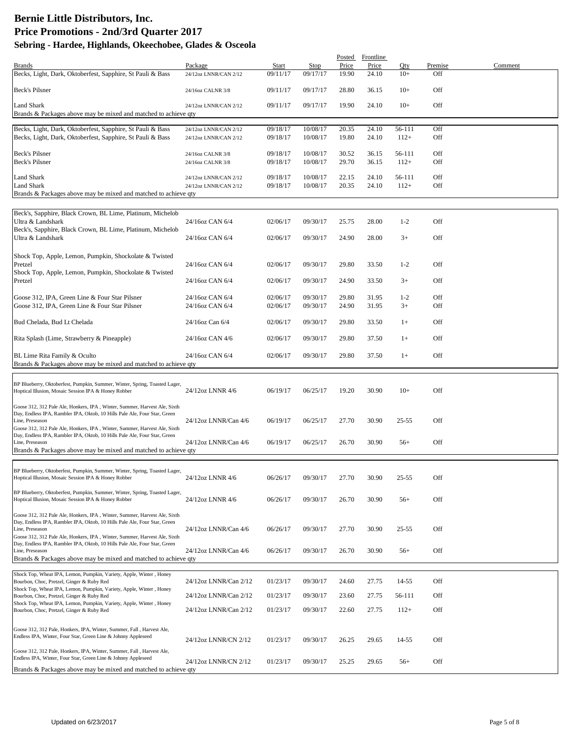# Bernie Little Distributors, Inc.
## Price Promotions - 2nd/3rd Quarter 2017
### Sebring - Hardee, Highlands, Okeechobee, Glades & Osceola

| Brands | Package | Start | Stop | Posted Price | Frontline Price | Qty | Premise | Comment |
|---|---|---|---|---|---|---|---|---|
| Becks, Light, Dark, Oktoberfest, Sapphire, St Pauli & Bass | 24/12oz LNNR/CAN 2/12 | 09/11/17 | 09/17/17 | 19.90 | 24.10 | 10+ | Off | |
| Beck's Pilsner | 24/16oz CALNR 3/8 | 09/11/17 | 09/17/17 | 28.80 | 36.15 | 10+ | Off | |
| Land Shark | 24/12oz LNNR/CAN 2/12 | 09/11/17 | 09/17/17 | 19.90 | 24.10 | 10+ | Off | |
| Brands & Packages above may be mixed and matched to achieve qty | | | | | | | | |
| Becks, Light, Dark, Oktoberfest, Sapphire, St Pauli & Bass | 24/12oz LNNR/CAN 2/12 | 09/18/17 | 10/08/17 | 20.35 | 24.10 | 56-111 | Off | |
| Becks, Light, Dark, Oktoberfest, Sapphire, St Pauli & Bass | 24/12oz LNNR/CAN 2/12 | 09/18/17 | 10/08/17 | 19.80 | 24.10 | 112+ | Off | |
| Beck's Pilsner | 24/16oz CALNR 3/8 | 09/18/17 | 10/08/17 | 30.52 | 36.15 | 56-111 | Off | |
| Beck's Pilsner | 24/16oz CALNR 3/8 | 09/18/17 | 10/08/17 | 29.70 | 36.15 | 112+ | Off | |
| Land Shark | 24/12oz LNNR/CAN 2/12 | 09/18/17 | 10/08/17 | 22.15 | 24.10 | 56-111 | Off | |
| Land Shark | 24/12oz LNNR/CAN 2/12 | 09/18/17 | 10/08/17 | 20.35 | 24.10 | 112+ | Off | |
| Brands & Packages above may be mixed and matched to achieve qty | | | | | | | | |
| Beck's, Sapphire, Black Crown, BL Lime, Platinum, Michelob Ultra & Landshark | 24/16oz CAN 6/4 | 02/06/17 | 09/30/17 | 25.75 | 28.00 | 1-2 | Off | |
| Beck's, Sapphire, Black Crown, BL Lime, Platinum, Michelob Ultra & Landshark | 24/16oz CAN 6/4 | 02/06/17 | 09/30/17 | 24.90 | 28.00 | 3+ | Off | |
| Shock Top, Apple, Lemon, Pumpkin, Shockolate & Twisted Pretzel | 24/16oz CAN 6/4 | 02/06/17 | 09/30/17 | 29.80 | 33.50 | 1-2 | Off | |
| Shock Top, Apple, Lemon, Pumpkin, Shockolate & Twisted Pretzel | 24/16oz CAN 6/4 | 02/06/17 | 09/30/17 | 24.90 | 33.50 | 3+ | Off | |
| Goose 312, IPA, Green Line & Four Star Pilsner | 24/16oz CAN 6/4 | 02/06/17 | 09/30/17 | 29.80 | 31.95 | 1-2 | Off | |
| Goose 312, IPA, Green Line & Four Star Pilsner | 24/16oz CAN 6/4 | 02/06/17 | 09/30/17 | 24.90 | 31.95 | 3+ | Off | |
| Bud Chelada, Bud Lt Chelada | 24/16oz Can 6/4 | 02/06/17 | 09/30/17 | 29.80 | 33.50 | 1+ | Off | |
| Rita Splash (Lime, Strawberry & Pineapple) | 24/16oz CAN 4/6 | 02/06/17 | 09/30/17 | 29.80 | 37.50 | 1+ | Off | |
| BL Lime Rita Family & Oculto | 24/16oz CAN 6/4 | 02/06/17 | 09/30/17 | 29.80 | 37.50 | 1+ | Off | |
| Brands & Packages above may be mixed and matched to achieve qty | | | | | | | | |
| BP Blueberry, Oktoberfest, Pumpkin, Summer, Winter, Spring, Toasted Lager, Hoptical Illusion, Mosaic Session IPA & Honey Robber | 24/12oz LNNR 4/6 | 06/19/17 | 06/25/17 | 19.20 | 30.90 | 10+ | Off | |
| Goose 312, 312 Pale Ale, Honkers, IPA , Winter, Summer, Harvest Ale, Sixth Day, Endless IPA, Rambler IPA, Oktob, 10 Hills Pale Ale, Four Star, Green Line, Preseason | 24/12oz LNNR/Can 4/6 | 06/19/17 | 06/25/17 | 27.70 | 30.90 | 25-55 | Off | |
| Goose 312, 312 Pale Ale, Honkers, IPA , Winter, Summer, Harvest Ale, Sixth Day, Endless IPA, Rambler IPA, Oktob, 10 Hills Pale Ale, Four Star, Green Line, Preseason | 24/12oz LNNR/Can 4/6 | 06/19/17 | 06/25/17 | 26.70 | 30.90 | 56+ | Off | |
| Brands & Packages above may be mixed and matched to achieve qty | | | | | | | | |
| BP Blueberry, Oktoberfest, Pumpkin, Summer, Winter, Spring, Toasted Lager, Hoptical Illusion, Mosaic Session IPA & Honey Robber | 24/12oz LNNR 4/6 | 06/26/17 | 09/30/17 | 27.70 | 30.90 | 25-55 | Off | |
| BP Blueberry, Oktoberfest, Pumpkin, Summer, Winter, Spring, Toasted Lager, Hoptical Illusion, Mosaic Session IPA & Honey Robber | 24/12oz LNNR 4/6 | 06/26/17 | 09/30/17 | 26.70 | 30.90 | 56+ | Off | |
| Goose 312, 312 Pale Ale, Honkers, IPA , Winter, Summer, Harvest Ale, Sixth Day, Endless IPA, Rambler IPA, Oktob, 10 Hills Pale Ale, Four Star, Green Line, Preseason | 24/12oz LNNR/Can 4/6 | 06/26/17 | 09/30/17 | 27.70 | 30.90 | 25-55 | Off | |
| Goose 312, 312 Pale Ale, Honkers, IPA , Winter, Summer, Harvest Ale, Sixth Day, Endless IPA, Rambler IPA, Oktob, 10 Hills Pale Ale, Four Star, Green Line, Preseason | 24/12oz LNNR/Can 4/6 | 06/26/17 | 09/30/17 | 26.70 | 30.90 | 56+ | Off | |
| Brands & Packages above may be mixed and matched to achieve qty | | | | | | | | |
| Shock Top, Wheat IPA, Lemon, Pumpkin, Variety, Apple, Winter , Honey Bourbon, Choc, Pretzel, Ginger & Ruby Red | 24/12oz LNNR/Can 2/12 | 01/23/17 | 09/30/17 | 24.60 | 27.75 | 14-55 | Off | |
| Shock Top, Wheat IPA, Lemon, Pumpkin, Variety, Apple, Winter , Honey Bourbon, Choc, Pretzel, Ginger & Ruby Red | 24/12oz LNNR/Can 2/12 | 01/23/17 | 09/30/17 | 23.60 | 27.75 | 56-111 | Off | |
| Shock Top, Wheat IPA, Lemon, Pumpkin, Variety, Apple, Winter , Honey Bourbon, Choc, Pretzel, Ginger & Ruby Red | 24/12oz LNNR/Can 2/12 | 01/23/17 | 09/30/17 | 22.60 | 27.75 | 112+ | Off | |
| Goose 312, 312 Pale, Honkers, IPA, Winter, Summer, Fall , Harvest Ale, Endless IPA, Winter, Four Star, Green Line & Johnny Appleseed | 24/12oz LNNR/CN 2/12 | 01/23/17 | 09/30/17 | 26.25 | 29.65 | 14-55 | Off | |
| Goose 312, 312 Pale, Honkers, IPA, Winter, Summer, Fall , Harvest Ale, Endless IPA, Winter, Four Star, Green Line & Johnny Appleseed | 24/12oz LNNR/CN 2/12 | 01/23/17 | 09/30/17 | 25.25 | 29.65 | 56+ | Off | |
| Brands & Packages above may be mixed and matched to achieve qty | | | | | | | | |

Updated on 6/23/2017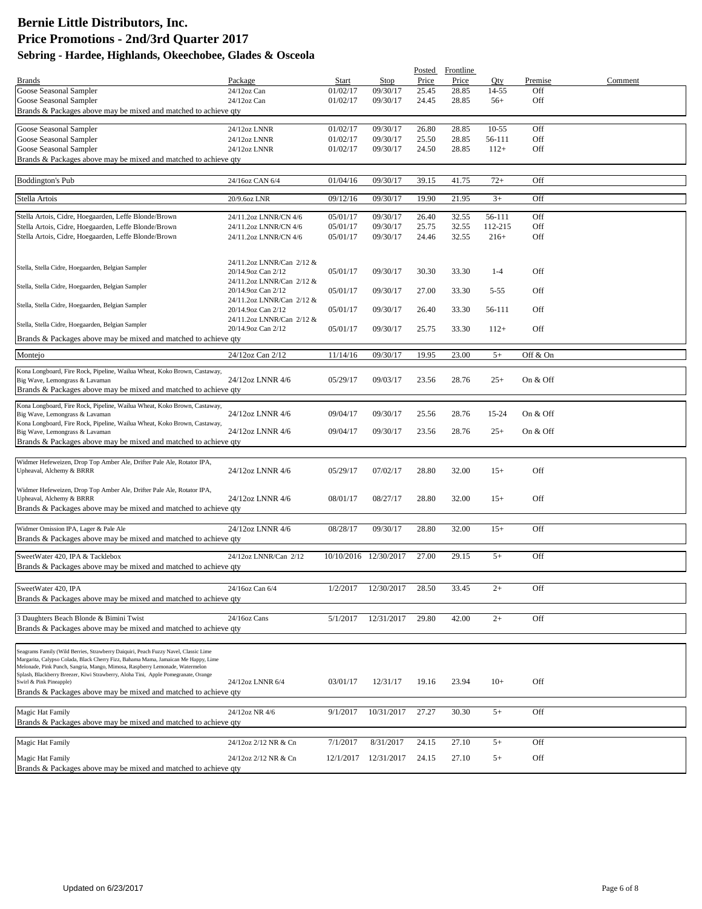# Bernie Little Distributors, Inc.
# Price Promotions - 2nd/3rd Quarter 2017
## Sebring - Hardee, Highlands, Okeechobee, Glades & Osceola

| Brands | Package | Start | Stop | Posted Price | Frontline Price | Qty | Premise | Comment |
|---|---|---|---|---|---|---|---|---|
| Goose Seasonal Sampler | 24/12oz Can | 01/02/17 | 09/30/17 | 25.45 | 28.85 | 14-55 | Off | |
| Goose Seasonal Sampler | 24/12oz Can | 01/02/17 | 09/30/17 | 24.45 | 28.85 | 56+ | Off | |
| Brands & Packages above may be mixed and matched to achieve qty | | | | | | | | |
| Goose Seasonal Sampler | 24/12oz LNNR | 01/02/17 | 09/30/17 | 26.80 | 28.85 | 10-55 | Off | |
| Goose Seasonal Sampler | 24/12oz LNNR | 01/02/17 | 09/30/17 | 25.50 | 28.85 | 56-111 | Off | |
| Goose Seasonal Sampler | 24/12oz LNNR | 01/02/17 | 09/30/17 | 24.50 | 28.85 | 112+ | Off | |
| Brands & Packages above may be mixed and matched to achieve qty | | | | | | | | |
| Boddington's Pub | 24/16oz CAN 6/4 | 01/04/16 | 09/30/17 | 39.15 | 41.75 | 72+ | Off | |
| Stella Artois | 20/9.6oz LNR | 09/12/16 | 09/30/17 | 19.90 | 21.95 | 3+ | Off | |
| Stella Artois, Cidre, Hoegaarden, Leffe Blonde/Brown | 24/11.2oz LNNR/CN 4/6 | 05/01/17 | 09/30/17 | 26.40 | 32.55 | 56-111 | Off | |
| Stella Artois, Cidre, Hoegaarden, Leffe Blonde/Brown | 24/11.2oz LNNR/CN 4/6 | 05/01/17 | 09/30/17 | 25.75 | 32.55 | 112-215 | Off | |
| Stella Artois, Cidre, Hoegaarden, Leffe Blonde/Brown | 24/11.2oz LNNR/CN 4/6 | 05/01/17 | 09/30/17 | 24.46 | 32.55 | 216+ | Off | |
| Stella, Stella Cidre, Hoegaarden, Belgian Sampler | 24/11.2oz LNNR/Can 2/12 & 20/14.9oz Can 2/12 | 05/01/17 | 09/30/17 | 30.30 | 33.30 | 1-4 | Off | |
| Stella, Stella Cidre, Hoegaarden, Belgian Sampler | 24/11.2oz LNNR/Can 2/12 & 20/14.9oz Can 2/12 | 05/01/17 | 09/30/17 | 27.00 | 33.30 | 5-55 | Off | |
| Stella, Stella Cidre, Hoegaarden, Belgian Sampler | 24/11.2oz LNNR/Can 2/12 & 20/14.9oz Can 2/12 | 05/01/17 | 09/30/17 | 26.40 | 33.30 | 56-111 | Off | |
| Stella, Stella Cidre, Hoegaarden, Belgian Sampler | 24/11.2oz LNNR/Can 2/12 & 20/14.9oz Can 2/12 | 05/01/17 | 09/30/17 | 25.75 | 33.30 | 112+ | Off | |
| Brands & Packages above may be mixed and matched to achieve qty | | | | | | | | |
| Montejo | 24/12oz Can 2/12 | 11/14/16 | 09/30/17 | 19.95 | 23.00 | 5+ | Off & On | |
| Kona Longboard, Fire Rock, Pipeline, Wailua Wheat, Koko Brown, Castaway, Big Wave, Lemongrass & Lavaman | 24/12oz LNNR 4/6 | 05/29/17 | 09/03/17 | 23.56 | 28.76 | 25+ | On & Off | |
| Brands & Packages above may be mixed and matched to achieve qty | | | | | | | | |
| Kona Longboard, Fire Rock, Pipeline, Wailua Wheat, Koko Brown, Castaway, Big Wave, Lemongrass & Lavaman | 24/12oz LNNR 4/6 | 09/04/17 | 09/30/17 | 25.56 | 28.76 | 15-24 | On & Off | |
| Kona Longboard, Fire Rock, Pipeline, Wailua Wheat, Koko Brown, Castaway, Big Wave, Lemongrass & Lavaman | 24/12oz LNNR 4/6 | 09/04/17 | 09/30/17 | 23.56 | 28.76 | 25+ | On & Off | |
| Brands & Packages above may be mixed and matched to achieve qty | | | | | | | | |
| Widmer Hefeweizen, Drop Top Amber Ale, Drifter Pale Ale, Rotator IPA, Upheaval, Alchemy & BRRR | 24/12oz LNNR 4/6 | 05/29/17 | 07/02/17 | 28.80 | 32.00 | 15+ | Off | |
| Widmer Hefeweizen, Drop Top Amber Ale, Drifter Pale Ale, Rotator IPA, Upheaval, Alchemy & BRRR | 24/12oz LNNR 4/6 | 08/01/17 | 08/27/17 | 28.80 | 32.00 | 15+ | Off | |
| Brands & Packages above may be mixed and matched to achieve qty | | | | | | | | |
| Widmer Omission IPA, Lager & Pale Ale | 24/12oz LNNR 4/6 | 08/28/17 | 09/30/17 | 28.80 | 32.00 | 15+ | Off | |
| Brands & Packages above may be mixed and matched to achieve qty | | | | | | | | |
| SweetWater 420, IPA & Tacklebox | 24/12oz LNNR/Can 2/12 | 10/10/2016 | 12/30/2017 | 27.00 | 29.15 | 5+ | Off | |
| Brands & Packages above may be mixed and matched to achieve qty | | | | | | | | |
| SweetWater 420, IPA | 24/16oz Can 6/4 | 1/2/2017 | 12/30/2017 | 28.50 | 33.45 | 2+ | Off | |
| Brands & Packages above may be mixed and matched to achieve qty | | | | | | | | |
| 3 Daughters Beach Blonde & Bimini Twist | 24/16oz Cans | 5/1/2017 | 12/31/2017 | 29.80 | 42.00 | 2+ | Off | |
| Brands & Packages above may be mixed and matched to achieve qty | | | | | | | | |
| Seagrams Family (Wild Berries, Strawberry Daiquiri, Peach Fuzzy Navel, Classic Lime Margarita, Calypso Colada, Black Cherry Fizz, Bahama Mama, Jamaican Me Happy, Lime Melonade, Pink Punch, Sangria, Mango, Mimosa, Raspberry Lemonade, Watermelon Splash, Blackberry Breezer, Kiwi Strawberry, Aloha Tini, Apple Pomegranate, Orange Swirl & Pink Pineapple) | 24/12oz LNNR 6/4 | 03/01/17 | 12/31/17 | 19.16 | 23.94 | 10+ | Off | |
| Brands & Packages above may be mixed and matched to achieve qty | | | | | | | | |
| Magic Hat Family | 24/12oz NR 4/6 | 9/1/2017 | 10/31/2017 | 27.27 | 30.30 | 5+ | Off | |
| Brands & Packages above may be mixed and matched to achieve qty | | | | | | | | |
| Magic Hat Family | 24/12oz 2/12 NR & Cn | 7/1/2017 | 8/31/2017 | 24.15 | 27.10 | 5+ | Off | |
| Magic Hat Family | 24/12oz 2/12 NR & Cn | 12/1/2017 | 12/31/2017 | 24.15 | 27.10 | 5+ | Off | |
| Brands & Packages above may be mixed and matched to achieve qty | | | | | | | | |

Updated on 6/23/2017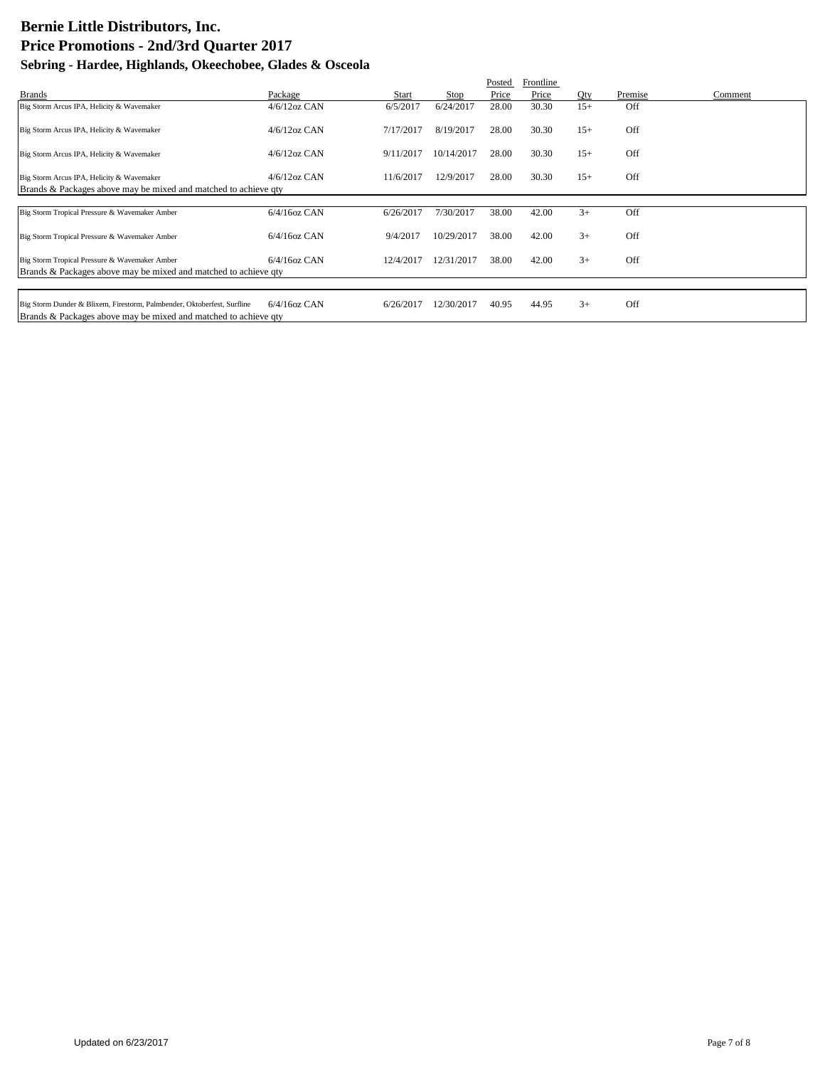# Bernie Little Distributors, Inc.
# Price Promotions - 2nd/3rd Quarter 2017
## Sebring - Hardee, Highlands, Okeechobee, Glades & Osceola

| Brands | Package | Start | Stop | Posted Price | Frontline Price | Qty | Premise | Comment |
|---|---|---|---|---|---|---|---|---|
| Big Storm Arcus IPA, Helicity & Wavemaker | 4/6/12oz CAN | 6/5/2017 | 6/24/2017 | 28.00 | 30.30 | 15+ | Off | |
| Big Storm Arcus IPA, Helicity & Wavemaker | 4/6/12oz CAN | 7/17/2017 | 8/19/2017 | 28.00 | 30.30 | 15+ | Off | |
| Big Storm Arcus IPA, Helicity & Wavemaker | 4/6/12oz CAN | 9/11/2017 | 10/14/2017 | 28.00 | 30.30 | 15+ | Off | |
| Big Storm Arcus IPA, Helicity & Wavemaker | 4/6/12oz CAN | 11/6/2017 | 12/9/2017 | 28.00 | 30.30 | 15+ | Off | |
| Brands & Packages above may be mixed and matched to achieve qty | | | | | | | | |
| Big Storm Tropical Pressure & Wavemaker Amber | 6/4/16oz CAN | 6/26/2017 | 7/30/2017 | 38.00 | 42.00 | 3+ | Off | |
| Big Storm Tropical Pressure & Wavemaker Amber | 6/4/16oz CAN | 9/4/2017 | 10/29/2017 | 38.00 | 42.00 | 3+ | Off | |
| Big Storm Tropical Pressure & Wavemaker Amber | 6/4/16oz CAN | 12/4/2017 | 12/31/2017 | 38.00 | 42.00 | 3+ | Off | |
| Brands & Packages above may be mixed and matched to achieve qty | | | | | | | | |
| Big Storm Dunder & Blixem, Firestorm, Palmbender, Oktoberfest, Surfline | 6/4/16oz CAN | 6/26/2017 | 12/30/2017 | 40.95 | 44.95 | 3+ | Off | |
| Brands & Packages above may be mixed and matched to achieve qty | | | | | | | | |

Updated on 6/23/2017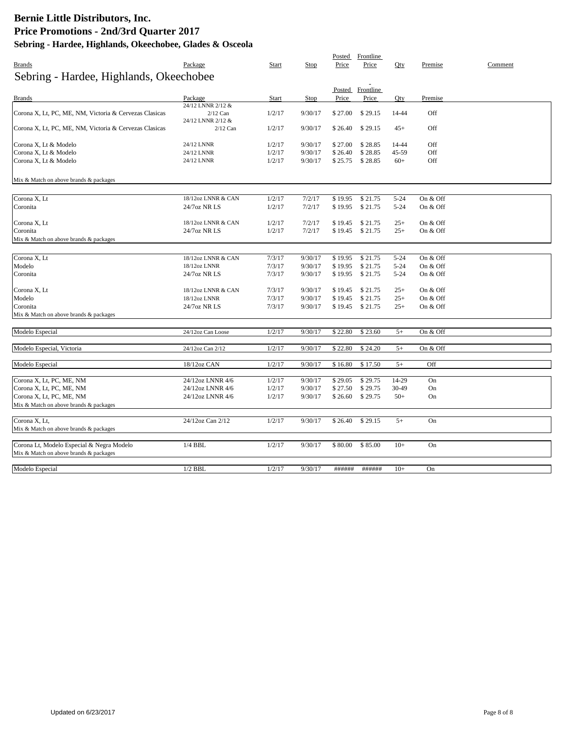# Bernie Little Distributors, Inc.

# Price Promotions - 2nd/3rd Quarter 2017

## Sebring - Hardee, Highlands, Okeechobee, Glades & Osceola

| Brands | Package | Start | Stop | Posted Price | Frontline Price | Qty | Premise | Comment |
|---|---|---|---|---|---|---|---|---|

## Sebring - Hardee, Highlands, Okeechobee

| Brands | Package | Start | Stop | Posted Price | Frontline Price | Qty | Premise |
|---|---|---|---|---|---|---|---|
| Corona X, Lt, PC, ME, NM, Victoria & Cervezas Clasicas | 24/12 LNNR 2/12 & 2/12 Can | 1/2/17 | 9/30/17 | $ 27.00 | $ 29.15 | 14-44 | Off |
| Corona X, Lt, PC, ME, NM, Victoria & Cervezas Clasicas | 24/12 LNNR 2/12 & 2/12 Can | 1/2/17 | 9/30/17 | $ 26.40 | $ 29.15 | 45+ | Off |
| Corona X, Lt & Modelo | 24/12 LNNR | 1/2/17 | 9/30/17 | $ 27.00 | $ 28.85 | 14-44 | Off |
| Corona X, Lt & Modelo | 24/12 LNNR | 1/2/17 | 9/30/17 | $ 26.40 | $ 28.85 | 45-59 | Off |
| Corona X, Lt & Modelo | 24/12 LNNR | 1/2/17 | 9/30/17 | $ 25.75 | $ 28.85 | 60+ | Off |
| Mix & Match on above brands & packages | | | | | | | |
| Corona X, Lt | 18/12oz LNNR & CAN | 1/2/17 | 7/2/17 | $ 19.95 | $ 21.75 | 5-24 | On & Off |
| Coronita | 24/7oz NR LS | 1/2/17 | 7/2/17 | $ 19.95 | $ 21.75 | 5-24 | On & Off |
| Corona X, Lt | 18/12oz LNNR & CAN | 1/2/17 | 7/2/17 | $ 19.45 | $ 21.75 | 25+ | On & Off |
| Coronita | 24/7oz NR LS | 1/2/17 | 7/2/17 | $ 19.45 | $ 21.75 | 25+ | On & Off |
| Mix & Match on above brands & packages | | | | | | | |
| Corona X, Lt | 18/12oz LNNR & CAN | 7/3/17 | 9/30/17 | $ 19.95 | $ 21.75 | 5-24 | On & Off |
| Modelo | 18/12oz LNNR | 7/3/17 | 9/30/17 | $ 19.95 | $ 21.75 | 5-24 | On & Off |
| Coronita | 24/7oz NR LS | 7/3/17 | 9/30/17 | $ 19.95 | $ 21.75 | 5-24 | On & Off |
| Corona X, Lt | 18/12oz LNNR & CAN | 7/3/17 | 9/30/17 | $ 19.45 | $ 21.75 | 25+ | On & Off |
| Modelo | 18/12oz LNNR | 7/3/17 | 9/30/17 | $ 19.45 | $ 21.75 | 25+ | On & Off |
| Coronita | 24/7oz NR LS | 7/3/17 | 9/30/17 | $ 19.45 | $ 21.75 | 25+ | On & Off |
| Mix & Match on above brands & packages | | | | | | | |
| Modelo Especial | 24/12oz Can Loose | 1/2/17 | 9/30/17 | $ 22.80 | $ 23.60 | 5+ | On & Off |
| Modelo Especial, Victoria | 24/12oz Can 2/12 | 1/2/17 | 9/30/17 | $ 22.80 | $ 24.20 | 5+ | On & Off |
| Modelo Especial | 18/12oz CAN | 1/2/17 | 9/30/17 | $ 16.80 | $ 17.50 | 5+ | Off |
| Corona X, Lt, PC, ME, NM | 24/12oz LNNR 4/6 | 1/2/17 | 9/30/17 | $ 29.05 | $ 29.75 | 14-29 | On |
| Corona X, Lt, PC, ME, NM | 24/12oz LNNR 4/6 | 1/2/17 | 9/30/17 | $ 27.50 | $ 29.75 | 30-49 | On |
| Corona X, Lt, PC, ME, NM | 24/12oz LNNR 4/6 | 1/2/17 | 9/30/17 | $ 26.60 | $ 29.75 | 50+ | On |
| Mix & Match on above brands & packages | | | | | | | |
| Corona X, Lt, | 24/12oz Can 2/12 | 1/2/17 | 9/30/17 | $ 26.40 | $ 29.15 | 5+ | On |
| Mix & Match on above brands & packages | | | | | | | |
| Corona Lt, Modelo Especial & Negra Modelo | 1/4 BBL | 1/2/17 | 9/30/17 | $ 80.00 | $ 85.00 | 10+ | On |
| Mix & Match on above brands & packages | | | | | | | |
| Modelo Especial | 1/2 BBL | 1/2/17 | 9/30/17 | ###### | ###### | 10+ | On |

Updated on 6/23/2017